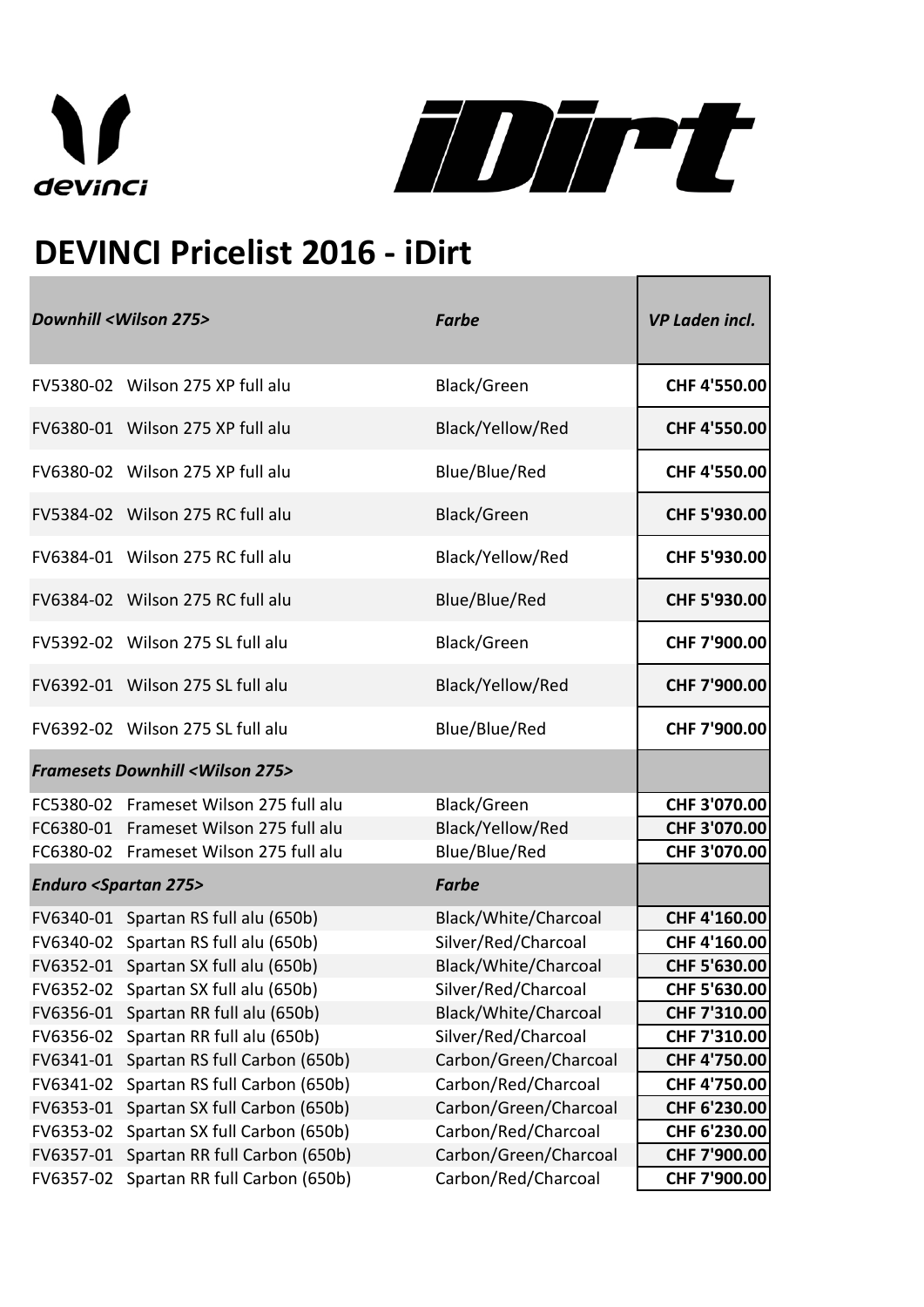# DEVINCI Pricelist 2016 - iDirt

| *Downhill <Wilson 275>* | *Farbe* | *VP Laden incl.* |
|---|---|---|
| FV5380-02 Wilson 275 XP full alu | Black/Green | **CHF 4'550.00** |
| FV6380-01 Wilson 275 XP full alu | Black/Yellow/Red | **CHF 4'550.00** |
| FV6380-02 Wilson 275 XP full alu | Blue/Blue/Red | **CHF 4'550.00** |
| FV5384-02 Wilson 275 RC full alu | Black/Green | **CHF 5'930.00** |
| FV6384-01 Wilson 275 RC full alu | Black/Yellow/Red | **CHF 5'930.00** |
| FV6384-02 Wilson 275 RC full alu | Blue/Blue/Red | **CHF 5'930.00** |
| FV5392-02 Wilson 275 SL full alu | Black/Green | **CHF 7'900.00** |
| FV6392-01 Wilson 275 SL full alu | Black/Yellow/Red | **CHF 7'900.00** |
| FV6392-02 Wilson 275 SL full alu | Blue/Blue/Red | **CHF 7'900.00** |
| ***Framesets Downhill <Wilson 275>*** | | |
| FC5380-02 Frameset Wilson 275 full alu | Black/Green | **CHF 3'070.00** |
| FC6380-01 Frameset Wilson 275 full alu | Black/Yellow/Red | **CHF 3'070.00** |
| FC6380-02 Frameset Wilson 275 full alu | Blue/Blue/Red | **CHF 3'070.00** |
| ***Enduro <Spartan 275>*** | ***Farbe*** | |
| FV6340-01 Spartan RS full alu (650b) | Black/White/Charcoal | **CHF 4'160.00** |
| FV6340-02 Spartan RS full alu (650b) | Silver/Red/Charcoal | **CHF 4'160.00** |
| FV6352-01 Spartan SX full alu (650b) | Black/White/Charcoal | **CHF 5'630.00** |
| FV6352-02 Spartan SX full alu (650b) | Silver/Red/Charcoal | **CHF 5'630.00** |
| FV6356-01 Spartan RR full alu (650b) | Black/White/Charcoal | **CHF 7'310.00** |
| FV6356-02 Spartan RR full alu (650b) | Silver/Red/Charcoal | **CHF 7'310.00** |
| FV6341-01 Spartan RS full Carbon (650b) | Carbon/Green/Charcoal | **CHF 4'750.00** |
| FV6341-02 Spartan RS full Carbon (650b) | Carbon/Red/Charcoal | **CHF 4'750.00** |
| FV6353-01 Spartan SX full Carbon (650b) | Carbon/Green/Charcoal | **CHF 6'230.00** |
| FV6353-02 Spartan SX full Carbon (650b) | Carbon/Red/Charcoal | **CHF 6'230.00** |
| FV6357-01 Spartan RR full Carbon (650b) | Carbon/Green/Charcoal | **CHF 7'900.00** |
| FV6357-02 Spartan RR full Carbon (650b) | Carbon/Red/Charcoal | **CHF 7'900.00** |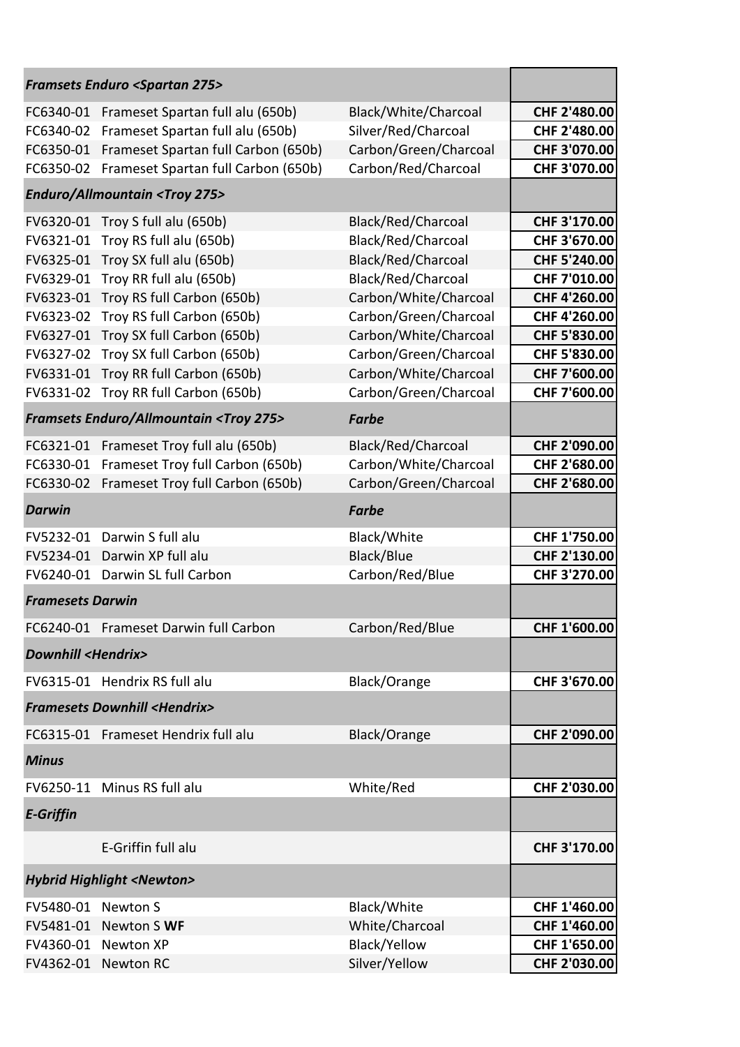| *Framsets Enduro <Spartan 275>* | | | |
|---|---|---|---|
| FC6340-01 | Frameset Spartan full alu (650b) | Black/White/Charcoal | **CHF 2'480.00** |
| FC6340-02 | Frameset Spartan full alu (650b) | Silver/Red/Charcoal | **CHF 2'480.00** |
| FC6350-01 | Frameset Spartan full Carbon (650b) | Carbon/Green/Charcoal | **CHF 3'070.00** |
| FC6350-02 | Frameset Spartan full Carbon (650b) | Carbon/Red/Charcoal | **CHF 3'070.00** |
| ***Enduro/Allmountain <Troy 275>*** | | | |
| FV6320-01 | Troy S full alu (650b) | Black/Red/Charcoal | **CHF 3'170.00** |
| FV6321-01 | Troy RS full alu (650b) | Black/Red/Charcoal | **CHF 3'670.00** |
| FV6325-01 | Troy SX full alu (650b) | Black/Red/Charcoal | **CHF 5'240.00** |
| FV6329-01 | Troy RR full alu (650b) | Black/Red/Charcoal | **CHF 7'010.00** |
| FV6323-01 | Troy RS full Carbon (650b) | Carbon/White/Charcoal | **CHF 4'260.00** |
| FV6323-02 | Troy RS full Carbon (650b) | Carbon/Green/Charcoal | **CHF 4'260.00** |
| FV6327-01 | Troy SX full Carbon (650b) | Carbon/White/Charcoal | **CHF 5'830.00** |
| FV6327-02 | Troy SX full Carbon (650b) | Carbon/Green/Charcoal | **CHF 5'830.00** |
| FV6331-01 | Troy RR full Carbon (650b) | Carbon/White/Charcoal | **CHF 7'600.00** |
| FV6331-02 | Troy RR full Carbon (650b) | Carbon/Green/Charcoal | **CHF 7'600.00** |
| ***Framsets Enduro/Allmountain <Troy 275>*** | | ***Farbe*** | |
| FC6321-01 | Frameset Troy full alu (650b) | Black/Red/Charcoal | **CHF 2'090.00** |
| FC6330-01 | Frameset Troy full Carbon (650b) | Carbon/White/Charcoal | **CHF 2'680.00** |
| FC6330-02 | Frameset Troy full Carbon (650b) | Carbon/Green/Charcoal | **CHF 2'680.00** |
| ***Darwin*** | | ***Farbe*** | |
| FV5232-01 | Darwin S full alu | Black/White | **CHF 1'750.00** |
| FV5234-01 | Darwin XP full alu | Black/Blue | **CHF 2'130.00** |
| FV6240-01 | Darwin SL full Carbon | Carbon/Red/Blue | **CHF 3'270.00** |
| ***Framesets Darwin*** | | | |
| FC6240-01 | Frameset Darwin full Carbon | Carbon/Red/Blue | **CHF 1'600.00** |
| ***Downhill <Hendrix>*** | | | |
| FV6315-01 | Hendrix RS full alu | Black/Orange | **CHF 3'670.00** |
| ***Framesets Downhill <Hendrix>*** | | | |
| FC6315-01 | Frameset Hendrix full alu | Black/Orange | **CHF 2'090.00** |
| ***Minus*** | | | |
| FV6250-11 | Minus RS full alu | White/Red | **CHF 2'030.00** |
| ***E-Griffin*** | | | |
| | E-Griffin full alu | | **CHF 3'170.00** |
| ***Hybrid Highlight <Newton>*** | | | |
| FV5480-01 | Newton S | Black/White | **CHF 1'460.00** |
| FV5481-01 | Newton S **WF** | White/Charcoal | **CHF 1'460.00** |
| FV4360-01 | Newton XP | Black/Yellow | **CHF 1'650.00** |
| FV4362-01 | Newton RC | Silver/Yellow | **CHF 2'030.00** |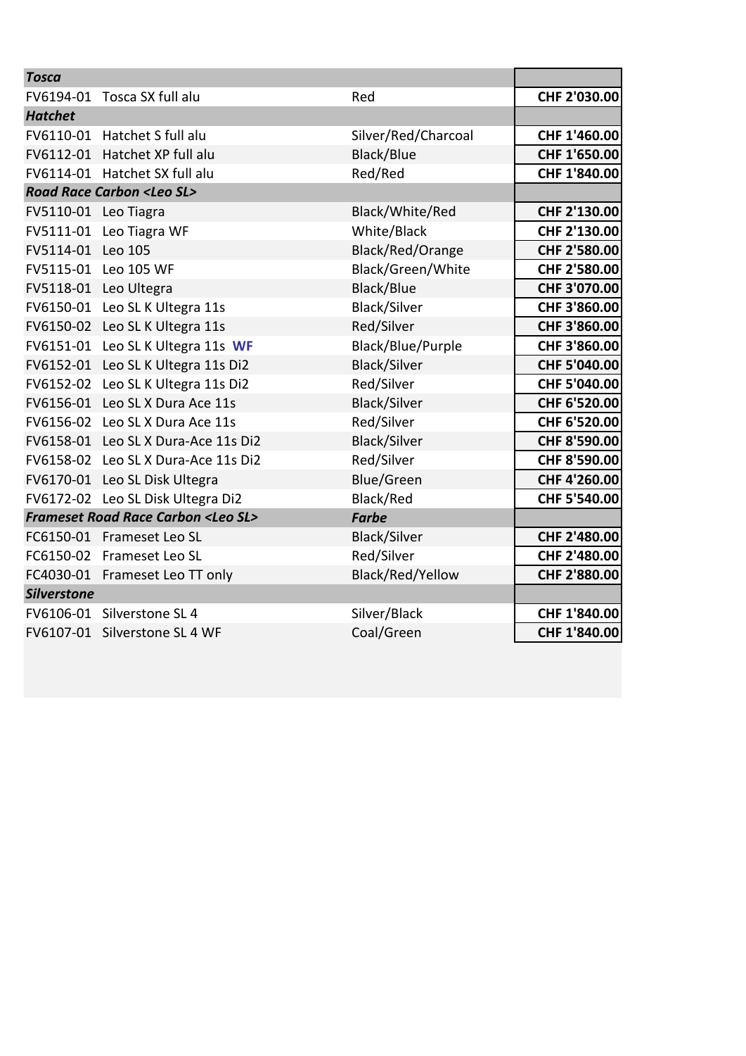| | | | |
|---|---|---|---|
| ***Tosca*** | | | |
| FV6194-01 | Tosca SX full alu | Red | **CHF 2'030.00** |
| ***Hatchet*** | | | |
| FV6110-01 | Hatchet S full alu | Silver/Red/Charcoal | **CHF 1'460.00** |
| FV6112-01 | Hatchet XP full alu | Black/Blue | **CHF 1'650.00** |
| FV6114-01 | Hatchet SX full alu | Red/Red | **CHF 1'840.00** |
| ***Road Race Carbon <Leo SL>*** | | | |
| FV5110-01 | Leo Tiagra | Black/White/Red | **CHF 2'130.00** |
| FV5111-01 | Leo Tiagra WF | White/Black | **CHF 2'130.00** |
| FV5114-01 | Leo 105 | Black/Red/Orange | **CHF 2'580.00** |
| FV5115-01 | Leo 105 WF | Black/Green/White | **CHF 2'580.00** |
| FV5118-01 | Leo Ultegra | Black/Blue | **CHF 3'070.00** |
| FV6150-01 | Leo SL K Ultegra 11s | Black/Silver | **CHF 3'860.00** |
| FV6150-02 | Leo SL K Ultegra 11s | Red/Silver | **CHF 3'860.00** |
| FV6151-01 | Leo SL K Ultegra 11s **WF** | Black/Blue/Purple | **CHF 3'860.00** |
| FV6152-01 | Leo SL K Ultegra 11s Di2 | Black/Silver | **CHF 5'040.00** |
| FV6152-02 | Leo SL K Ultegra 11s Di2 | Red/Silver | **CHF 5'040.00** |
| FV6156-01 | Leo SL X Dura Ace 11s | Black/Silver | **CHF 6'520.00** |
| FV6156-02 | Leo SL X Dura Ace 11s | Red/Silver | **CHF 6'520.00** |
| FV6158-01 | Leo SL X Dura-Ace 11s Di2 | Black/Silver | **CHF 8'590.00** |
| FV6158-02 | Leo SL X Dura-Ace 11s Di2 | Red/Silver | **CHF 8'590.00** |
| FV6170-01 | Leo SL Disk Ultegra | Blue/Green | **CHF 4'260.00** |
| FV6172-02 | Leo SL Disk Ultegra Di2 | Black/Red | **CHF 5'540.00** |
| ***Frameset Road Race Carbon <Leo SL>*** | | ***Farbe*** | |
| FC6150-01 | Frameset Leo SL | Black/Silver | **CHF 2'480.00** |
| FC6150-02 | Frameset Leo SL | Red/Silver | **CHF 2'480.00** |
| FC4030-01 | Frameset Leo TT only | Black/Red/Yellow | **CHF 2'880.00** |
| ***Silverstone*** | | | |
| FV6106-01 | Silverstone SL 4 | Silver/Black | **CHF 1'840.00** |
| FV6107-01 | Silverstone SL 4 WF | Coal/Green | **CHF 1'840.00** |